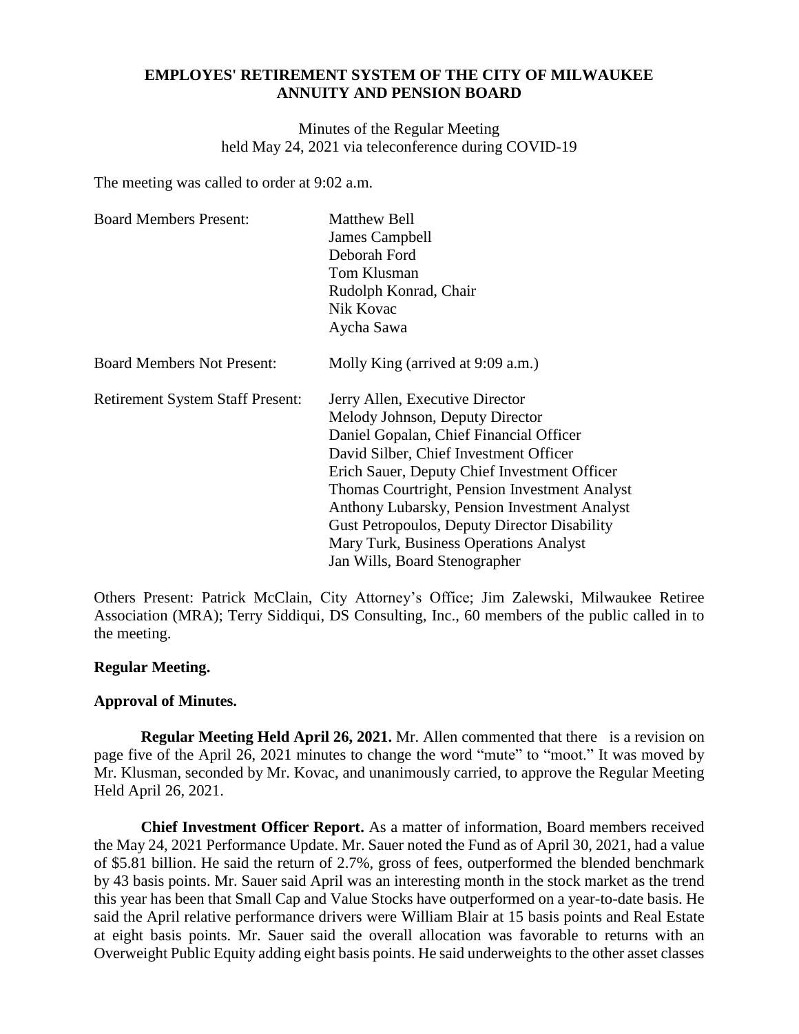**EMPLOYES' RETIREMENT SYSTEM OF THE CITY OF MILWAUKEE**
**ANNUITY AND PENSION BOARD**

Minutes of the Regular Meeting
held May 24, 2021 via teleconference during COVID-19

The meeting was called to order at 9:02 a.m.

| | |
|---|---|
| Board Members Present: | Matthew Bell<br>James Campbell<br>Deborah Ford<br>Tom Klusman<br>Rudolph Konrad, Chair<br>Nik Kovac<br>Aycha Sawa |
| Board Members Not Present: | Molly King (arrived at 9:09 a.m.) |
| Retirement System Staff Present: | Jerry Allen, Executive Director<br>Melody Johnson, Deputy Director<br>Daniel Gopalan, Chief Financial Officer<br>David Silber, Chief Investment Officer<br>Erich Sauer, Deputy Chief Investment Officer<br>Thomas Courtright, Pension Investment Analyst<br>Anthony Lubarsky, Pension Investment Analyst<br>Gust Petropoulos, Deputy Director Disability<br>Mary Turk, Business Operations Analyst<br>Jan Wills, Board Stenographer |

Others Present: Patrick McClain, City Attorney's Office; Jim Zalewski, Milwaukee Retiree Association (MRA); Terry Siddiqui, DS Consulting, Inc., 60 members of the public called in to the meeting.

**Regular Meeting.**

**Approval of Minutes.**

**Regular Meeting Held April 26, 2021.** Mr. Allen commented that there is a revision on page five of the April 26, 2021 minutes to change the word "mute" to "moot." It was moved by Mr. Klusman, seconded by Mr. Kovac, and unanimously carried, to approve the Regular Meeting Held April 26, 2021.

**Chief Investment Officer Report.** As a matter of information, Board members received the May 24, 2021 Performance Update. Mr. Sauer noted the Fund as of April 30, 2021, had a value of $5.81 billion. He said the return of 2.7%, gross of fees, outperformed the blended benchmark by 43 basis points. Mr. Sauer said April was an interesting month in the stock market as the trend this year has been that Small Cap and Value Stocks have outperformed on a year-to-date basis. He said the April relative performance drivers were William Blair at 15 basis points and Real Estate at eight basis points. Mr. Sauer said the overall allocation was favorable to returns with an Overweight Public Equity adding eight basis points. He said underweights to the other asset classes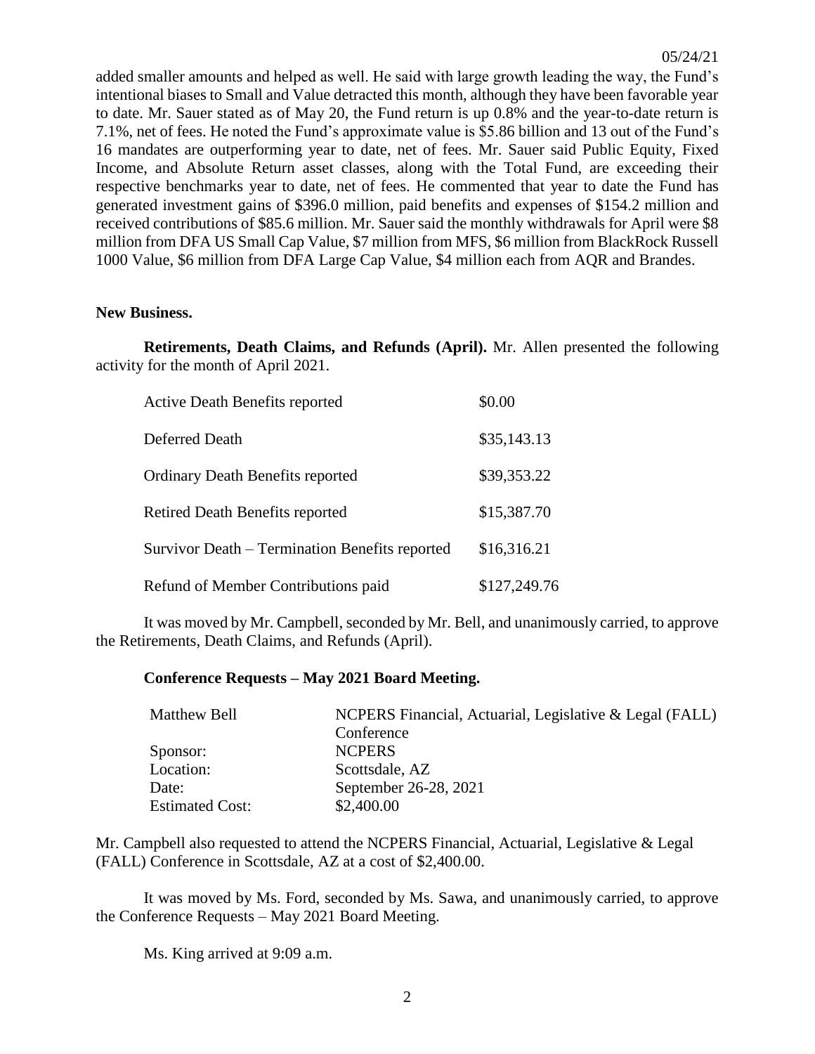added smaller amounts and helped as well. He said with large growth leading the way, the Fund's intentional biases to Small and Value detracted this month, although they have been favorable year to date. Mr. Sauer stated as of May 20, the Fund return is up 0.8% and the year-to-date return is 7.1%, net of fees. He noted the Fund's approximate value is \$5.86 billion and 13 out of the Fund's 16 mandates are outperforming year to date, net of fees. Mr. Sauer said Public Equity, Fixed Income, and Absolute Return asset classes, along with the Total Fund, are exceeding their respective benchmarks year to date, net of fees. He commented that year to date the Fund has generated investment gains of \$396.0 million, paid benefits and expenses of \$154.2 million and received contributions of \$85.6 million. Mr. Sauer said the monthly withdrawals for April were \$8 million from DFA US Small Cap Value, \$7 million from MFS, \$6 million from BlackRock Russell 1000 Value, \$6 million from DFA Large Cap Value, \$4 million each from AQR and Brandes.

**New Business.**

**Retirements, Death Claims, and Refunds (April).** Mr. Allen presented the following activity for the month of April 2021.

| | |
|---|---|
| Active Death Benefits reported | \$0.00 |
| Deferred Death | \$35,143.13 |
| Ordinary Death Benefits reported | \$39,353.22 |
| Retired Death Benefits reported | \$15,387.70 |
| Survivor Death – Termination Benefits reported | \$16,316.21 |
| Refund of Member Contributions paid | \$127,249.76 |

It was moved by Mr. Campbell, seconded by Mr. Bell, and unanimously carried, to approve the Retirements, Death Claims, and Refunds (April).

**Conference Requests – May 2021 Board Meeting.**

| | |
|---|---|
| Matthew Bell | NCPERS Financial, Actuarial, Legislative & Legal (FALL) Conference |
| Sponsor: | NCPERS |
| Location: | Scottsdale, AZ |
| Date: | September 26-28, 2021 |
| Estimated Cost: | \$2,400.00 |

Mr. Campbell also requested to attend the NCPERS Financial, Actuarial, Legislative & Legal (FALL) Conference in Scottsdale, AZ at a cost of \$2,400.00.

It was moved by Ms. Ford, seconded by Ms. Sawa, and unanimously carried, to approve the Conference Requests – May 2021 Board Meeting.

Ms. King arrived at 9:09 a.m.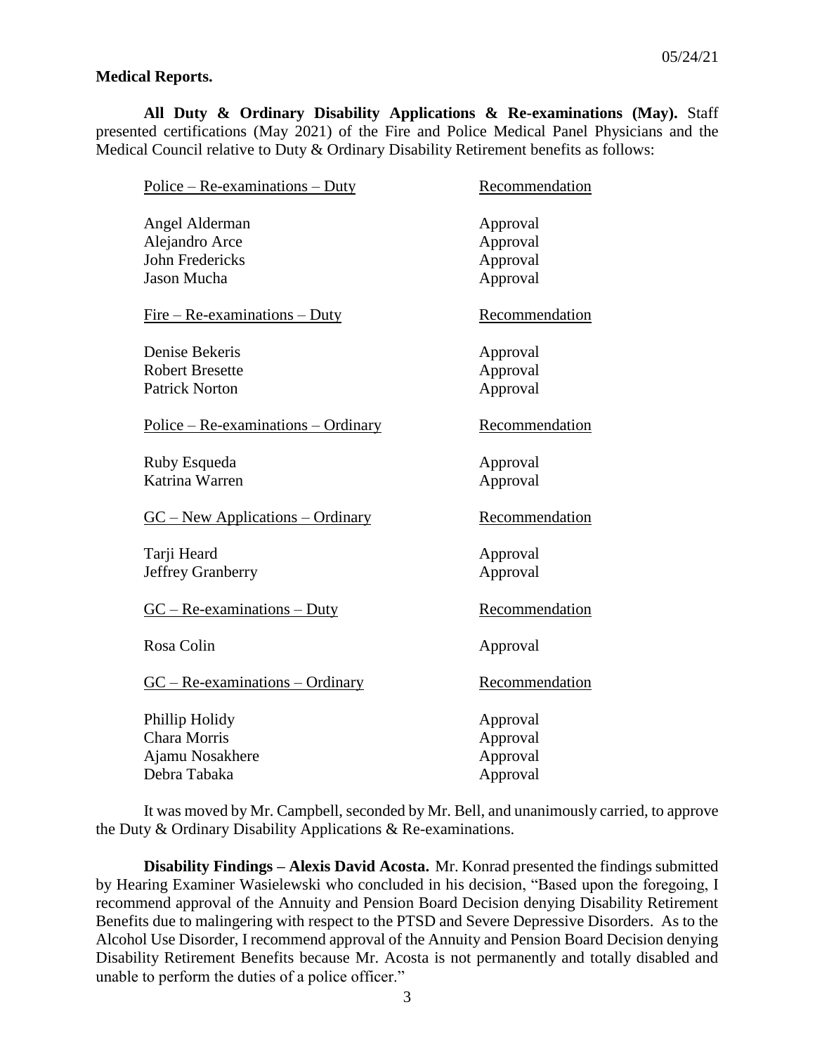**Medical Reports.**

**All Duty & Ordinary Disability Applications & Re-examinations (May).** Staff presented certifications (May 2021) of the Fire and Police Medical Panel Physicians and the Medical Council relative to Duty & Ordinary Disability Retirement benefits as follows:

| Police – Re-examinations – Duty | Recommendation |
|---|---|
| Angel Alderman | Approval |
| Alejandro Arce | Approval |
| John Fredericks | Approval |
| Jason Mucha | Approval |

| Fire – Re-examinations – Duty | Recommendation |
|---|---|
| Denise Bekeris | Approval |
| Robert Bresette | Approval |
| Patrick Norton | Approval |

| Police – Re-examinations – Ordinary | Recommendation |
|---|---|
| Ruby Esqueda | Approval |
| Katrina Warren | Approval |

| GC – New Applications – Ordinary | Recommendation |
|---|---|
| Tarji Heard | Approval |
| Jeffrey Granberry | Approval |

| GC – Re-examinations – Duty | Recommendation |
|---|---|
| Rosa Colin | Approval |

| GC – Re-examinations – Ordinary | Recommendation |
|---|---|
| Phillip Holidy | Approval |
| Chara Morris | Approval |
| Ajamu Nosakhere | Approval |
| Debra Tabaka | Approval |

It was moved by Mr. Campbell, seconded by Mr. Bell, and unanimously carried, to approve the Duty & Ordinary Disability Applications & Re-examinations.

**Disability Findings – Alexis David Acosta.** Mr. Konrad presented the findings submitted by Hearing Examiner Wasielewski who concluded in his decision, "Based upon the foregoing, I recommend approval of the Annuity and Pension Board Decision denying Disability Retirement Benefits due to malingering with respect to the PTSD and Severe Depressive Disorders. As to the Alcohol Use Disorder, I recommend approval of the Annuity and Pension Board Decision denying Disability Retirement Benefits because Mr. Acosta is not permanently and totally disabled and unable to perform the duties of a police officer."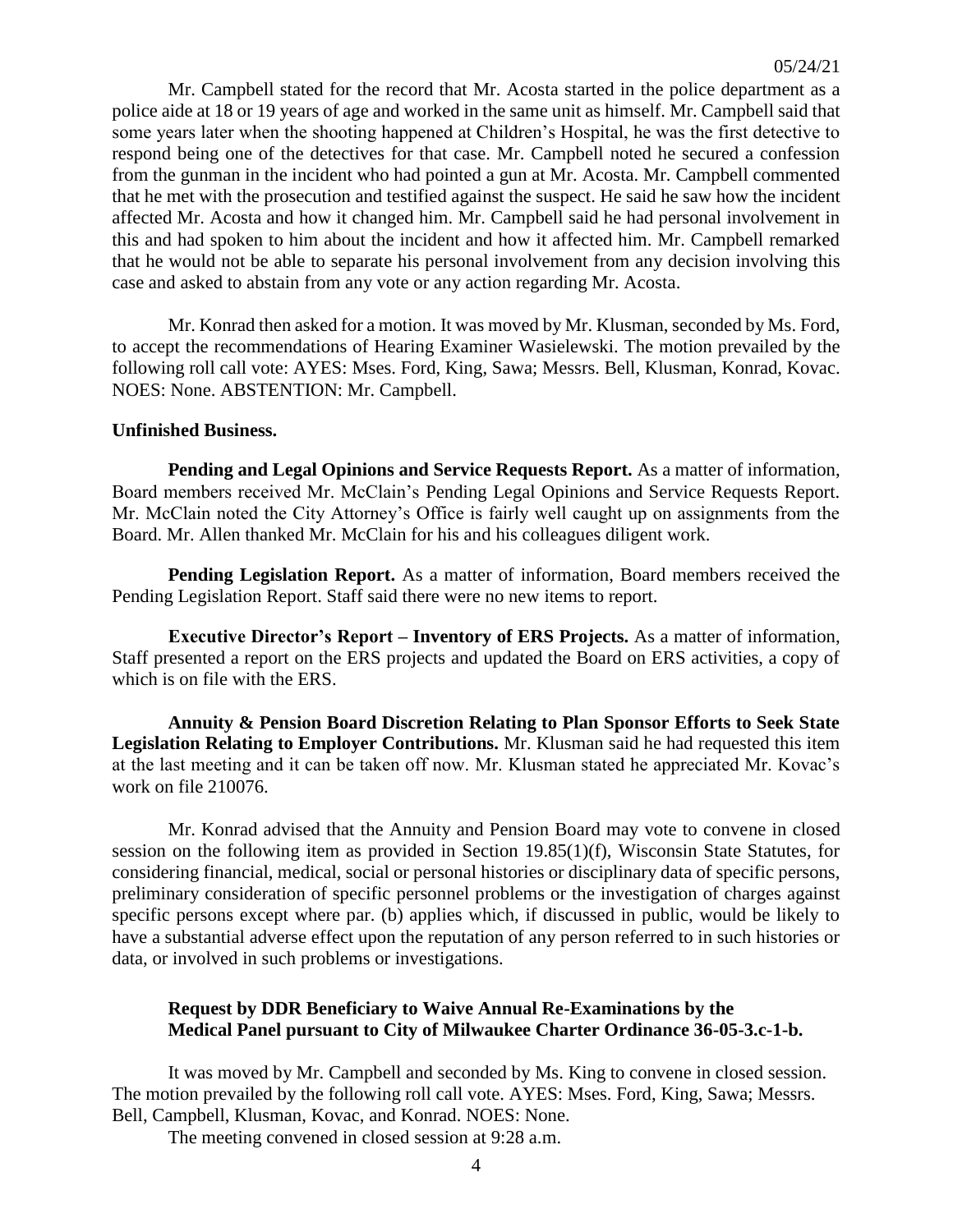Mr. Campbell stated for the record that Mr. Acosta started in the police department as a police aide at 18 or 19 years of age and worked in the same unit as himself. Mr. Campbell said that some years later when the shooting happened at Children's Hospital, he was the first detective to respond being one of the detectives for that case. Mr. Campbell noted he secured a confession from the gunman in the incident who had pointed a gun at Mr. Acosta. Mr. Campbell commented that he met with the prosecution and testified against the suspect. He said he saw how the incident affected Mr. Acosta and how it changed him. Mr. Campbell said he had personal involvement in this and had spoken to him about the incident and how it affected him. Mr. Campbell remarked that he would not be able to separate his personal involvement from any decision involving this case and asked to abstain from any vote or any action regarding Mr. Acosta.

Mr. Konrad then asked for a motion. It was moved by Mr. Klusman, seconded by Ms. Ford, to accept the recommendations of Hearing Examiner Wasielewski. The motion prevailed by the following roll call vote: AYES: Mses. Ford, King, Sawa; Messrs. Bell, Klusman, Konrad, Kovac. NOES: None. ABSTENTION: Mr. Campbell.

**Unfinished Business.**

**Pending and Legal Opinions and Service Requests Report.** As a matter of information, Board members received Mr. McClain's Pending Legal Opinions and Service Requests Report. Mr. McClain noted the City Attorney's Office is fairly well caught up on assignments from the Board. Mr. Allen thanked Mr. McClain for his and his colleagues diligent work.

**Pending Legislation Report.** As a matter of information, Board members received the Pending Legislation Report. Staff said there were no new items to report.

**Executive Director's Report – Inventory of ERS Projects.** As a matter of information, Staff presented a report on the ERS projects and updated the Board on ERS activities, a copy of which is on file with the ERS.

**Annuity & Pension Board Discretion Relating to Plan Sponsor Efforts to Seek State Legislation Relating to Employer Contributions.** Mr. Klusman said he had requested this item at the last meeting and it can be taken off now. Mr. Klusman stated he appreciated Mr. Kovac's work on file 210076.

Mr. Konrad advised that the Annuity and Pension Board may vote to convene in closed session on the following item as provided in Section 19.85(1)(f), Wisconsin State Statutes, for considering financial, medical, social or personal histories or disciplinary data of specific persons, preliminary consideration of specific personnel problems or the investigation of charges against specific persons except where par. (b) applies which, if discussed in public, would be likely to have a substantial adverse effect upon the reputation of any person referred to in such histories or data, or involved in such problems or investigations.

**Request by DDR Beneficiary to Waive Annual Re-Examinations by the Medical Panel pursuant to City of Milwaukee Charter Ordinance 36-05-3.c-1-b.**

It was moved by Mr. Campbell and seconded by Ms. King to convene in closed session. The motion prevailed by the following roll call vote. AYES: Mses. Ford, King, Sawa; Messrs. Bell, Campbell, Klusman, Kovac, and Konrad. NOES: None.

The meeting convened in closed session at 9:28 a.m.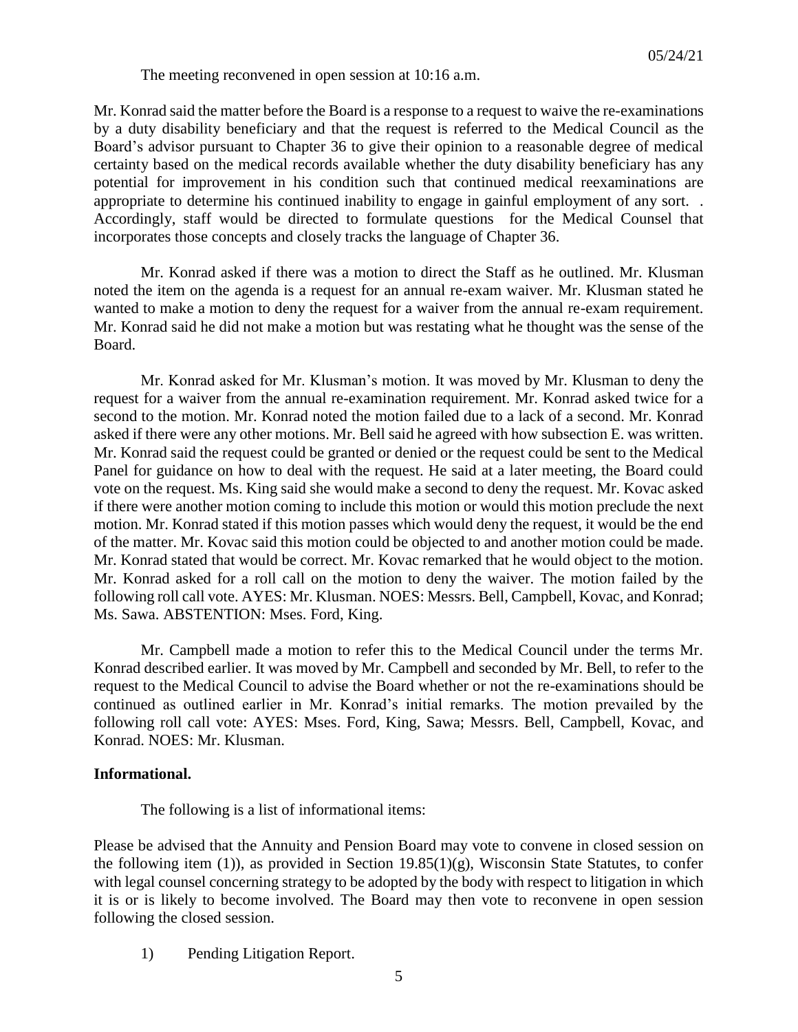The meeting reconvened in open session at 10:16 a.m.

Mr. Konrad said the matter before the Board is a response to a request to waive the re-examinations by a duty disability beneficiary and that the request is referred to the Medical Council as the Board's advisor pursuant to Chapter 36 to give their opinion to a reasonable degree of medical certainty based on the medical records available whether the duty disability beneficiary has any potential for improvement in his condition such that continued medical reexaminations are appropriate to determine his continued inability to engage in gainful employment of any sort. . Accordingly, staff would be directed to formulate questions for the Medical Counsel that incorporates those concepts and closely tracks the language of Chapter 36.

Mr. Konrad asked if there was a motion to direct the Staff as he outlined. Mr. Klusman noted the item on the agenda is a request for an annual re-exam waiver. Mr. Klusman stated he wanted to make a motion to deny the request for a waiver from the annual re-exam requirement. Mr. Konrad said he did not make a motion but was restating what he thought was the sense of the Board.

Mr. Konrad asked for Mr. Klusman's motion. It was moved by Mr. Klusman to deny the request for a waiver from the annual re-examination requirement. Mr. Konrad asked twice for a second to the motion. Mr. Konrad noted the motion failed due to a lack of a second. Mr. Konrad asked if there were any other motions. Mr. Bell said he agreed with how subsection E. was written. Mr. Konrad said the request could be granted or denied or the request could be sent to the Medical Panel for guidance on how to deal with the request. He said at a later meeting, the Board could vote on the request. Ms. King said she would make a second to deny the request. Mr. Kovac asked if there were another motion coming to include this motion or would this motion preclude the next motion. Mr. Konrad stated if this motion passes which would deny the request, it would be the end of the matter. Mr. Kovac said this motion could be objected to and another motion could be made. Mr. Konrad stated that would be correct. Mr. Kovac remarked that he would object to the motion. Mr. Konrad asked for a roll call on the motion to deny the waiver. The motion failed by the following roll call vote. AYES: Mr. Klusman. NOES: Messrs. Bell, Campbell, Kovac, and Konrad; Ms. Sawa. ABSTENTION: Mses. Ford, King.

Mr. Campbell made a motion to refer this to the Medical Council under the terms Mr. Konrad described earlier. It was moved by Mr. Campbell and seconded by Mr. Bell, to refer to the request to the Medical Council to advise the Board whether or not the re-examinations should be continued as outlined earlier in Mr. Konrad's initial remarks. The motion prevailed by the following roll call vote: AYES: Mses. Ford, King, Sawa; Messrs. Bell, Campbell, Kovac, and Konrad. NOES: Mr. Klusman.

**Informational.**

The following is a list of informational items:

Please be advised that the Annuity and Pension Board may vote to convene in closed session on the following item (1)), as provided in Section 19.85(1)(g), Wisconsin State Statutes, to confer with legal counsel concerning strategy to be adopted by the body with respect to litigation in which it is or is likely to become involved. The Board may then vote to reconvene in open session following the closed session.

1) Pending Litigation Report.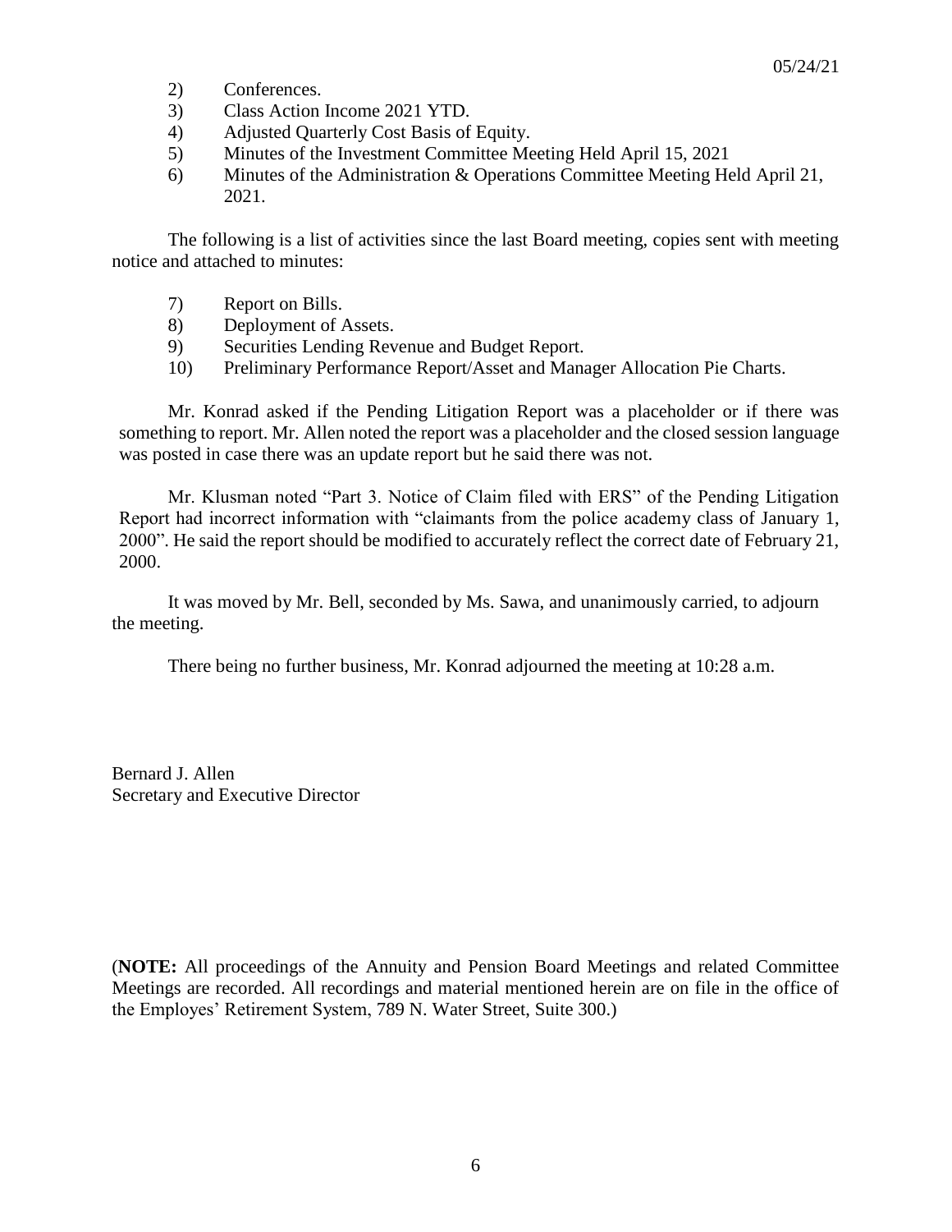2) Conferences.
3) Class Action Income 2021 YTD.
4) Adjusted Quarterly Cost Basis of Equity.
5) Minutes of the Investment Committee Meeting Held April 15, 2021
6) Minutes of the Administration & Operations Committee Meeting Held April 21, 2021.

The following is a list of activities since the last Board meeting, copies sent with meeting notice and attached to minutes:

7) Report on Bills.
8) Deployment of Assets.
9) Securities Lending Revenue and Budget Report.
10) Preliminary Performance Report/Asset and Manager Allocation Pie Charts.

Mr. Konrad asked if the Pending Litigation Report was a placeholder or if there was something to report. Mr. Allen noted the report was a placeholder and the closed session language was posted in case there was an update report but he said there was not.

Mr. Klusman noted "Part 3. Notice of Claim filed with ERS" of the Pending Litigation Report had incorrect information with "claimants from the police academy class of January 1, 2000". He said the report should be modified to accurately reflect the correct date of February 21, 2000.

It was moved by Mr. Bell, seconded by Ms. Sawa, and unanimously carried, to adjourn the meeting.

There being no further business, Mr. Konrad adjourned the meeting at 10:28 a.m.

Bernard J. Allen
Secretary and Executive Director

(**NOTE:** All proceedings of the Annuity and Pension Board Meetings and related Committee Meetings are recorded. All recordings and material mentioned herein are on file in the office of the Employes' Retirement System, 789 N. Water Street, Suite 300.)